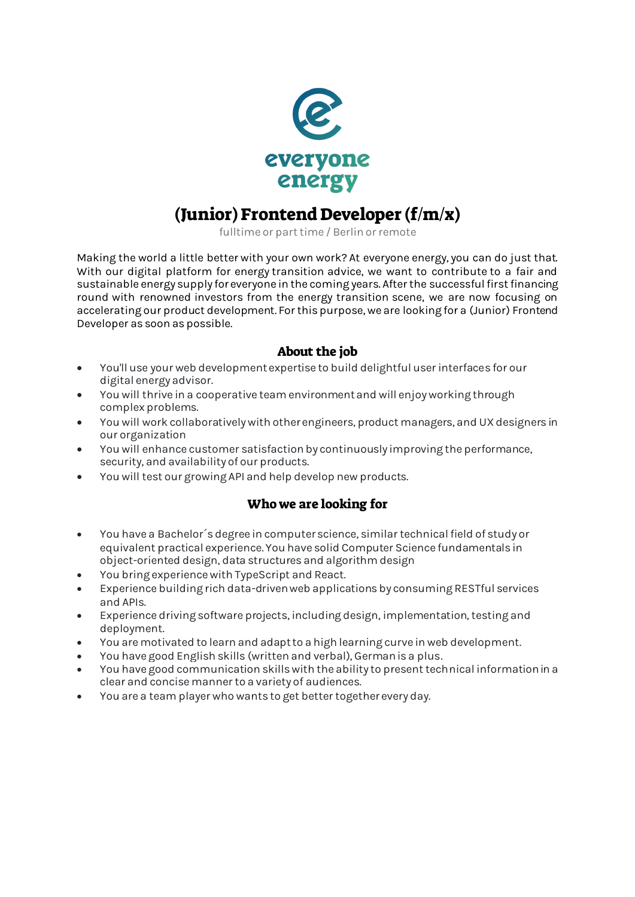everyone energy

# (Junior) Frontend Developer (f/m/x)

fulltime or part time / Berlin or remote

Making the world a little better with your own work? At everyone energy, you can do just that. With our digital platform for energy transition advice, we want to contribute to a fair and sustainable energy supply for everyone in the coming years. After the successful first financing round with renowned investors from the energy transition scene, we are now focusing on accelerating our product development. For this purpose, we are looking for a (Junior) Frontend Developer as soon as possible.

## About the job

- You'll use your web development expertise to build delightful user interfaces for our digital energy advisor.
- You will thrive in a cooperative team environment and will enjoy working through complex problems.
- You will work collaboratively with other engineers, product managers, and UX designers in our organization
- You will enhance customer satisfaction by continuously improving the performance, security, and availability of our products.
- You will test our growing API and help develop new products.

## Who we are looking for

- You have a Bachelor´s degree in computer science, similar technical field of study or equivalent practical experience. You have solid Computer Science fundamentals in object-oriented design, data structures and algorithm design
- You bring experience with TypeScript and React.
- Experience building rich data-driven web applications by consuming RESTful services and APIs.
- Experience driving software projects, including design, implementation, testing and deployment.
- You are motivated to learn and adapt to a high learning curve in web development.
- You have good English skills (written and verbal), German is a plus.
- You have good communication skills with the ability to present technical information in a clear and concise manner to a variety of audiences.
- You are a team player who wants to get better together every day.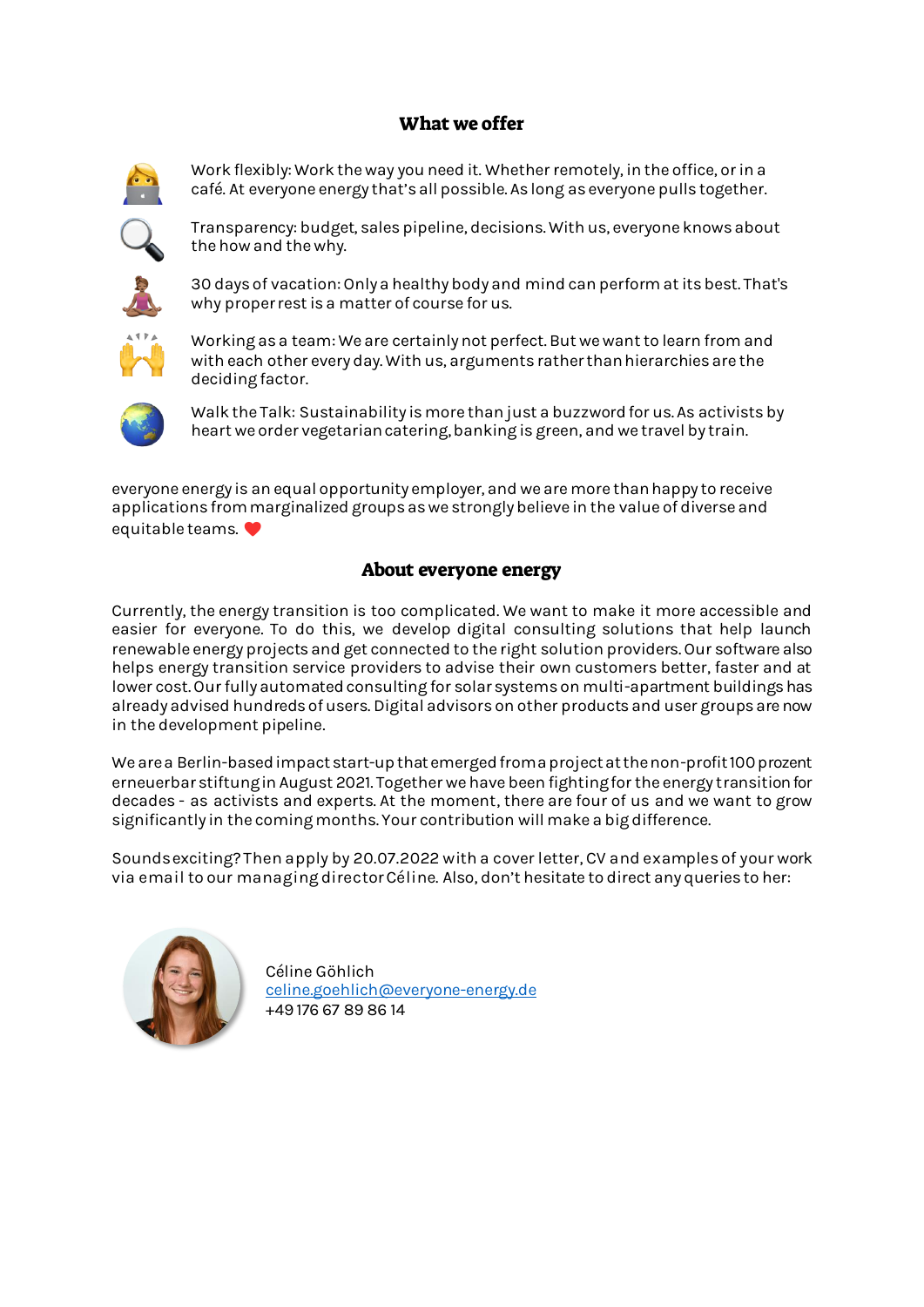## What we offer

- 🧑‍💻 Work flexibly: Work the way you need it. Whether remotely, in the office, or in a café. At everyone energy that's all possible. As long as everyone pulls together.
- 🔍 Transparency: budget, sales pipeline, decisions. With us, everyone knows about the how and the why.
- 🧘 30 days of vacation: Only a healthy body and mind can perform at its best. That's why proper rest is a matter of course for us.
- 🙌 Working as a team: We are certainly not perfect. But we want to learn from and with each other every day. With us, arguments rather than hierarchies are the deciding factor.
- 🌏 Walk the Talk: Sustainability is more than just a buzzword for us. As activists by heart we order vegetarian catering, banking is green, and we travel by train.

everyone energy is an equal opportunity employer, and we are more than happy to receive applications from marginalized groups as we strongly believe in the value of diverse and equitable teams. ❤️

## About everyone energy

Currently, the energy transition is too complicated. We want to make it more accessible and easier for everyone. To do this, we develop digital consulting solutions that help launch renewable energy projects and get connected to the right solution providers. Our software also helps energy transition service providers to advise their own customers better, faster and at lower cost. Our fully automated consulting for solar systems on multi-apartment buildings has already advised hundreds of users. Digital advisors on other products and user groups are now in the development pipeline.

We are a Berlin-based impact start-up that emerged from a project at the non-profit 100 prozent erneuerbar stiftung in August 2021. Together we have been fighting for the energy transition for decades - as activists and experts. At the moment, there are four of us and we want to grow significantly in the coming months. Your contribution will make a big difference.

Sounds exciting? Then apply by 20.07.2022 with a cover letter, CV and examples of your work via email to our managing director Céline. Also, don't hesitate to direct any queries to her:

Céline Göhlich
celine.goehlich@everyone-energy.de
+49 176 67 89 86 14